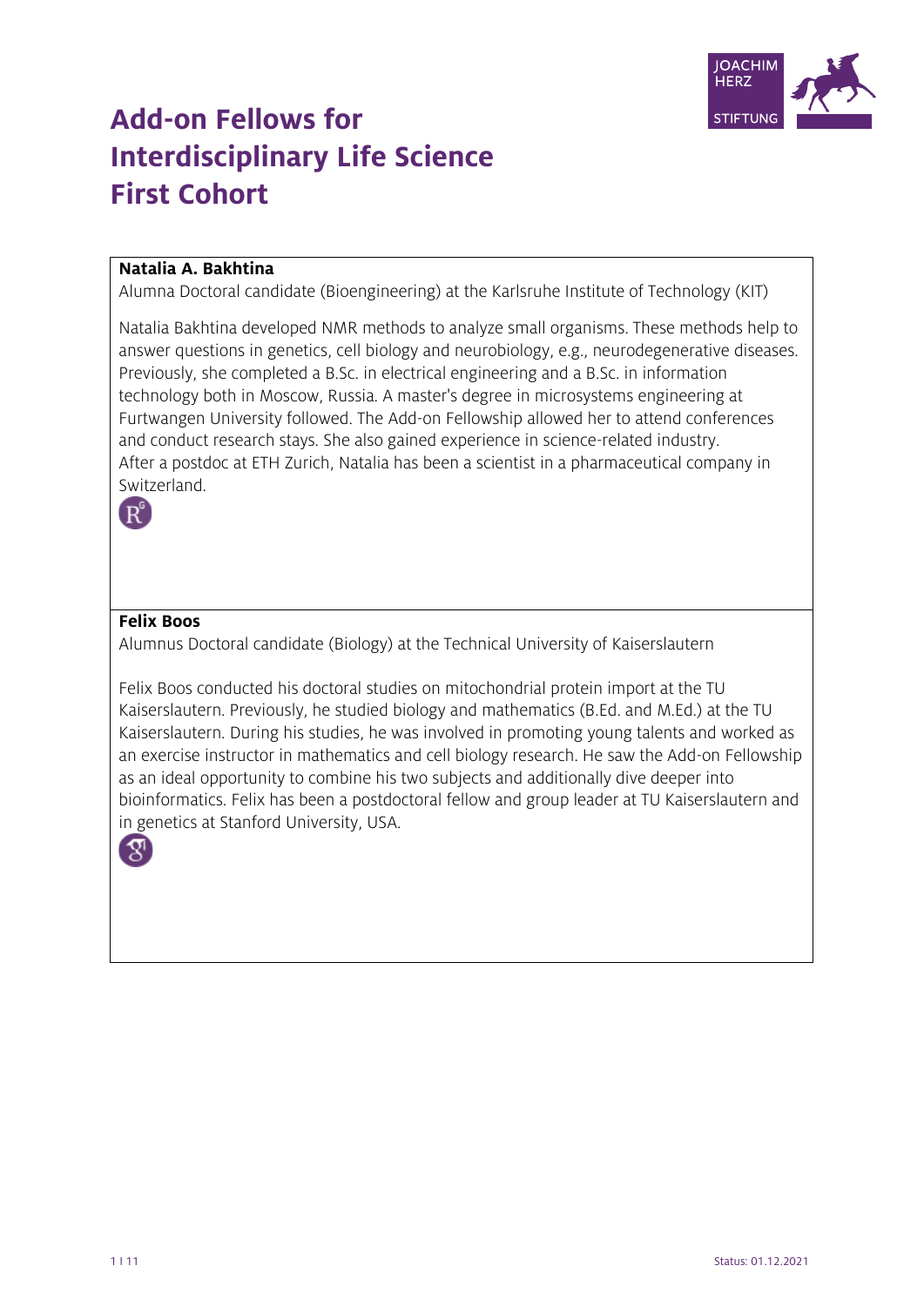# Add-on Fellows for Interdisciplinary Life Science First Cohort

**Natalia A. Bakhtina**

Alumna Doctoral candidate (Bioengineering) at the Karlsruhe Institute of Technology (KIT)

Natalia Bakhtina developed NMR methods to analyze small organisms. These methods help to answer questions in genetics, cell biology and neurobiology, e.g., neurodegenerative diseases. Previously, she completed a B.Sc. in electrical engineering and a B.Sc. in information technology both in Moscow, Russia. A master's degree in microsystems engineering at Furtwangen University followed. The Add-on Fellowship allowed her to attend conferences and conduct research stays. She also gained experience in science-related industry. After a postdoc at ETH Zurich, Natalia has been a scientist in a pharmaceutical company in Switzerland.

**Felix Boos**

Alumnus Doctoral candidate (Biology) at the Technical University of Kaiserslautern

Felix Boos conducted his doctoral studies on mitochondrial protein import at the TU Kaiserslautern. Previously, he studied biology and mathematics (B.Ed. and M.Ed.) at the TU Kaiserslautern. During his studies, he was involved in promoting young talents and worked as an exercise instructor in mathematics and cell biology research. He saw the Add-on Fellowship as an ideal opportunity to combine his two subjects and additionally dive deeper into bioinformatics. Felix has been a postdoctoral fellow and group leader at TU Kaiserslautern and in genetics at Stanford University, USA.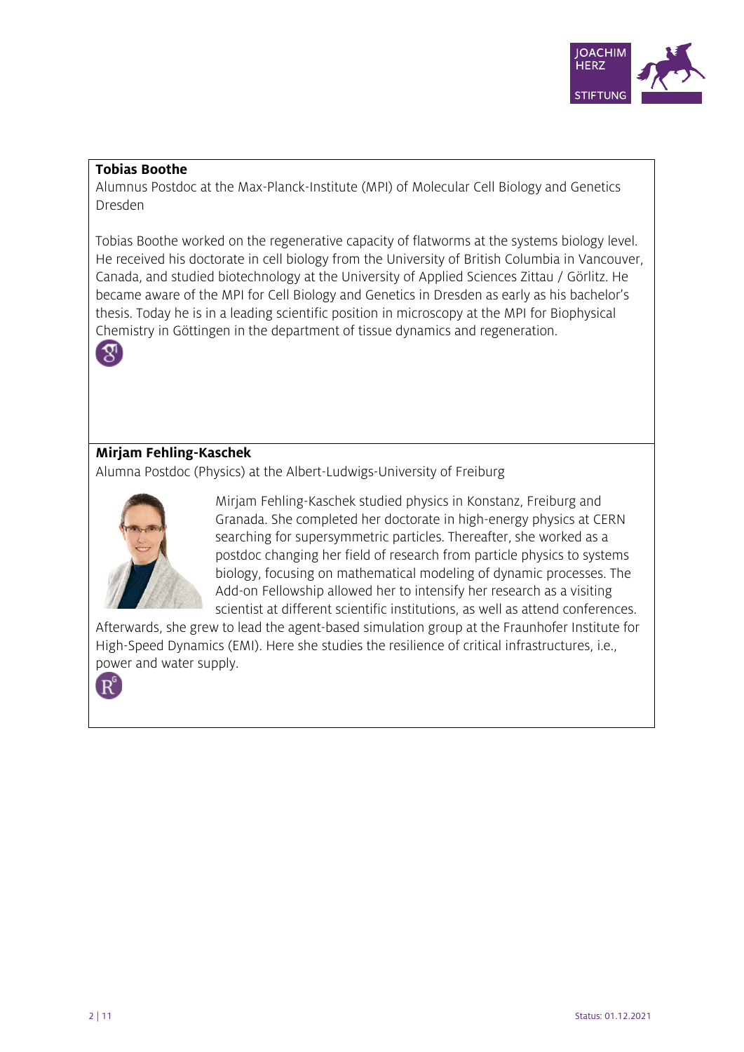**Tobias Boothe**

Alumnus Postdoc at the Max-Planck-Institute (MPI) of Molecular Cell Biology and Genetics Dresden

Tobias Boothe worked on the regenerative capacity of flatworms at the systems biology level. He received his doctorate in cell biology from the University of British Columbia in Vancouver, Canada, and studied biotechnology at the University of Applied Sciences Zittau / Görlitz. He became aware of the MPI for Cell Biology and Genetics in Dresden as early as his bachelor's thesis. Today he is in a leading scientific position in microscopy at the MPI for Biophysical Chemistry in Göttingen in the department of tissue dynamics and regeneration.

**Mirjam Fehling-Kaschek**

Alumna Postdoc (Physics) at the Albert-Ludwigs-University of Freiburg

Mirjam Fehling-Kaschek studied physics in Konstanz, Freiburg and Granada. She completed her doctorate in high-energy physics at CERN searching for supersymmetric particles. Thereafter, she worked as a postdoc changing her field of research from particle physics to systems biology, focusing on mathematical modeling of dynamic processes. The Add-on Fellowship allowed her to intensify her research as a visiting scientist at different scientific institutions, as well as attend conferences. Afterwards, she grew to lead the agent-based simulation group at the Fraunhofer Institute for High-Speed Dynamics (EMI). Here she studies the resilience of critical infrastructures, i.e., power and water supply.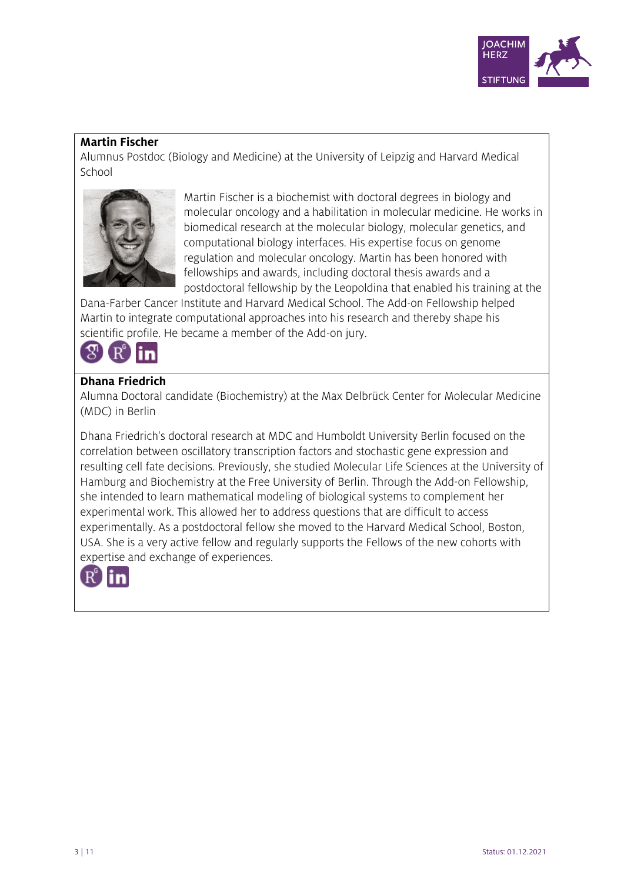**Martin Fischer**
Alumnus Postdoc (Biology and Medicine) at the University of Leipzig and Harvard Medical School

Martin Fischer is a biochemist with doctoral degrees in biology and molecular oncology and a habilitation in molecular medicine. He works in biomedical research at the molecular biology, molecular genetics, and computational biology interfaces. His expertise focus on genome regulation and molecular oncology. Martin has been honored with fellowships and awards, including doctoral thesis awards and a postdoctoral fellowship by the Leopoldina that enabled his training at the Dana-Farber Cancer Institute and Harvard Medical School. The Add-on Fellowship helped Martin to integrate computational approaches into his research and thereby shape his scientific profile. He became a member of the Add-on jury.

**Dhana Friedrich**
Alumna Doctoral candidate (Biochemistry) at the Max Delbrück Center for Molecular Medicine (MDC) in Berlin

Dhana Friedrich's doctoral research at MDC and Humboldt University Berlin focused on the correlation between oscillatory transcription factors and stochastic gene expression and resulting cell fate decisions. Previously, she studied Molecular Life Sciences at the University of Hamburg and Biochemistry at the Free University of Berlin. Through the Add-on Fellowship, she intended to learn mathematical modeling of biological systems to complement her experimental work. This allowed her to address questions that are difficult to access experimentally. As a postdoctoral fellow she moved to the Harvard Medical School, Boston, USA. She is a very active fellow and regularly supports the Fellows of the new cohorts with expertise and exchange of experiences.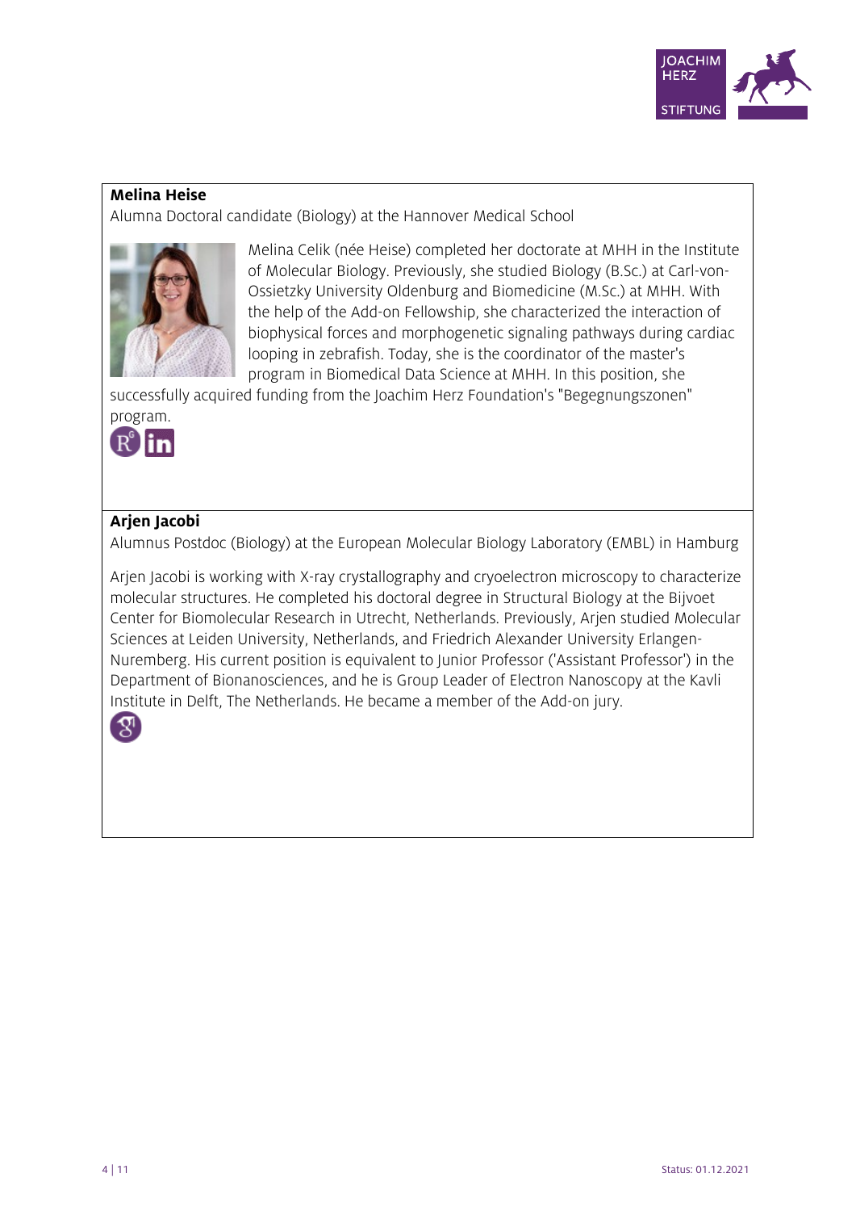**Melina Heise**

Alumna Doctoral candidate (Biology) at the Hannover Medical School

Melina Celik (née Heise) completed her doctorate at MHH in the Institute of Molecular Biology. Previously, she studied Biology (B.Sc.) at Carl-von-Ossietzky University Oldenburg and Biomedicine (M.Sc.) at MHH. With the help of the Add-on Fellowship, she characterized the interaction of biophysical forces and morphogenetic signaling pathways during cardiac looping in zebrafish. Today, she is the coordinator of the master's program in Biomedical Data Science at MHH. In this position, she successfully acquired funding from the Joachim Herz Foundation's "Begegnungszonen" program.

**Arjen Jacobi**

Alumnus Postdoc (Biology) at the European Molecular Biology Laboratory (EMBL) in Hamburg

Arjen Jacobi is working with X-ray crystallography and cryoelectron microscopy to characterize molecular structures. He completed his doctoral degree in Structural Biology at the Bijvoet Center for Biomolecular Research in Utrecht, Netherlands. Previously, Arjen studied Molecular Sciences at Leiden University, Netherlands, and Friedrich Alexander University Erlangen-Nuremberg. His current position is equivalent to Junior Professor ('Assistant Professor') in the Department of Bionanosciences, and he is Group Leader of Electron Nanoscopy at the Kavli Institute in Delft, The Netherlands. He became a member of the Add-on jury.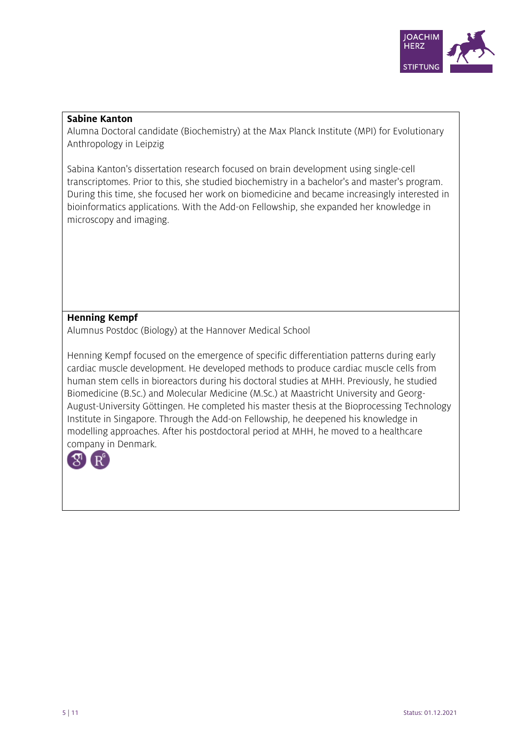**Sabine Kanton**
Alumna Doctoral candidate (Biochemistry) at the Max Planck Institute (MPI) for Evolutionary Anthropology in Leipzig

Sabina Kanton's dissertation research focused on brain development using single-cell transcriptomes. Prior to this, she studied biochemistry in a bachelor's and master's program. During this time, she focused her work on biomedicine and became increasingly interested in bioinformatics applications. With the Add-on Fellowship, she expanded her knowledge in microscopy and imaging.

**Henning Kempf**
Alumnus Postdoc (Biology) at the Hannover Medical School

Henning Kempf focused on the emergence of specific differentiation patterns during early cardiac muscle development. He developed methods to produce cardiac muscle cells from human stem cells in bioreactors during his doctoral studies at MHH. Previously, he studied Biomedicine (B.Sc.) and Molecular Medicine (M.Sc.) at Maastricht University and Georg-August-University Göttingen. He completed his master thesis at the Bioprocessing Technology Institute in Singapore. Through the Add-on Fellowship, he deepened his knowledge in modelling approaches. After his postdoctoral period at MHH, he moved to a healthcare company in Denmark.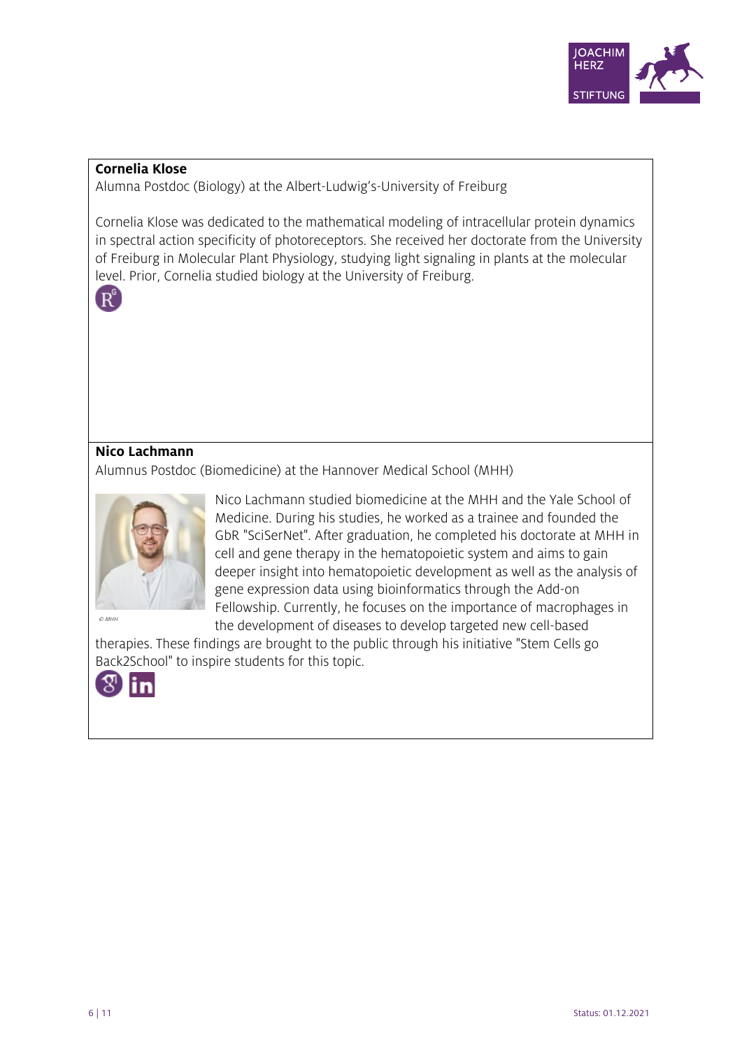**Cornelia Klose**

Alumna Postdoc (Biology) at the Albert-Ludwig's-University of Freiburg

Cornelia Klose was dedicated to the mathematical modeling of intracellular protein dynamics in spectral action specificity of photoreceptors. She received her doctorate from the University of Freiburg in Molecular Plant Physiology, studying light signaling in plants at the molecular level. Prior, Cornelia studied biology at the University of Freiburg.

**Nico Lachmann**

Alumnus Postdoc (Biomedicine) at the Hannover Medical School (MHH)

© MHH

Nico Lachmann studied biomedicine at the MHH and the Yale School of Medicine. During his studies, he worked as a trainee and founded the GbR "SciSerNet". After graduation, he completed his doctorate at MHH in cell and gene therapy in the hematopoietic system and aims to gain deeper insight into hematopoietic development as well as the analysis of gene expression data using bioinformatics through the Add-on Fellowship. Currently, he focuses on the importance of macrophages in the development of diseases to develop targeted new cell-based therapies. These findings are brought to the public through his initiative "Stem Cells go Back2School" to inspire students for this topic.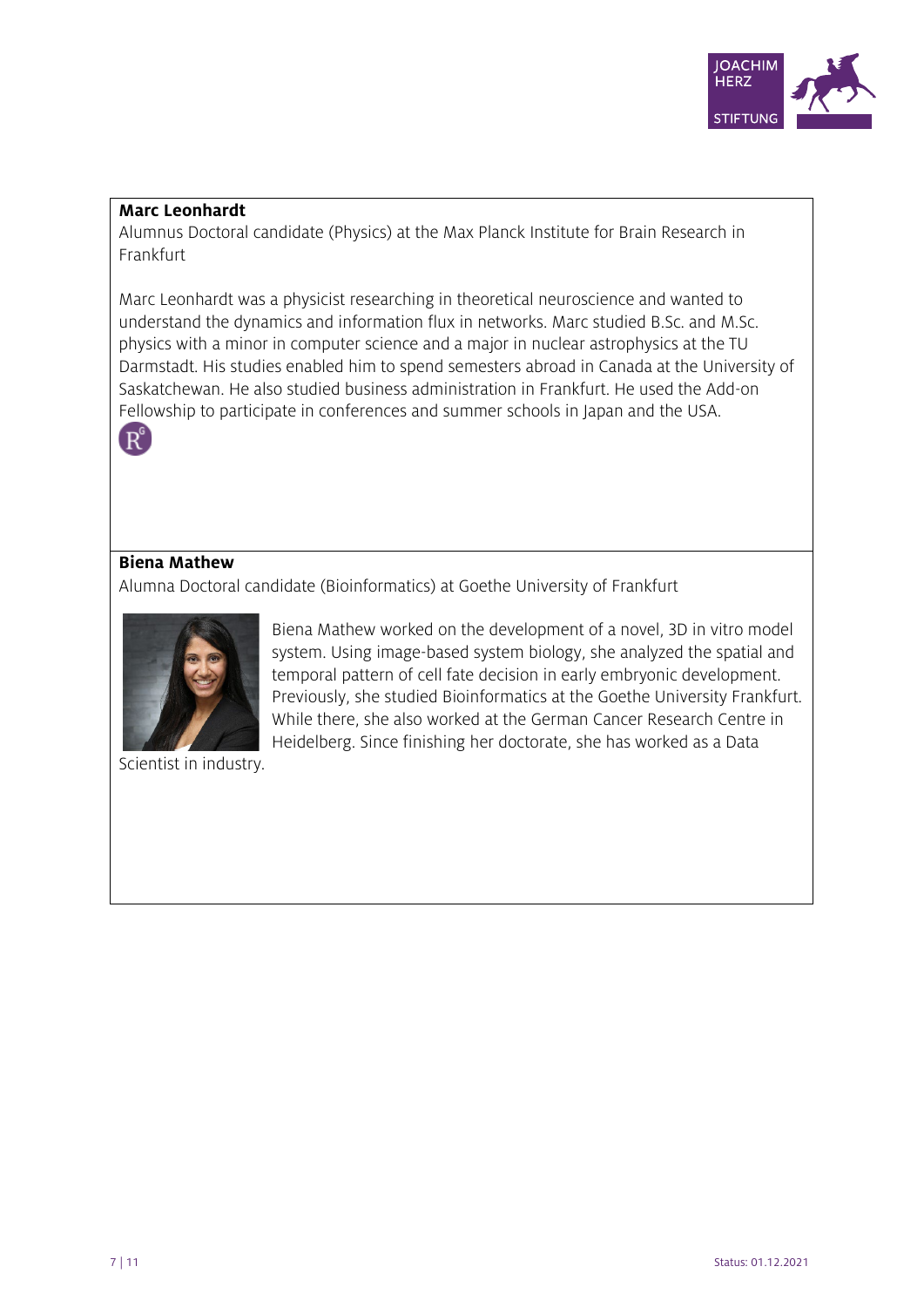**Marc Leonhardt**

Alumnus Doctoral candidate (Physics) at the Max Planck Institute for Brain Research in Frankfurt

Marc Leonhardt was a physicist researching in theoretical neuroscience and wanted to understand the dynamics and information flux in networks. Marc studied B.Sc. and M.Sc. physics with a minor in computer science and a major in nuclear astrophysics at the TU Darmstadt. His studies enabled him to spend semesters abroad in Canada at the University of Saskatchewan. He also studied business administration in Frankfurt. He used the Add-on Fellowship to participate in conferences and summer schools in Japan and the USA.

**Biena Mathew**

Alumna Doctoral candidate (Bioinformatics) at Goethe University of Frankfurt

Biena Mathew worked on the development of a novel, 3D in vitro model system. Using image-based system biology, she analyzed the spatial and temporal pattern of cell fate decision in early embryonic development. Previously, she studied Bioinformatics at the Goethe University Frankfurt. While there, she also worked at the German Cancer Research Centre in Heidelberg. Since finishing her doctorate, she has worked as a Data Scientist in industry.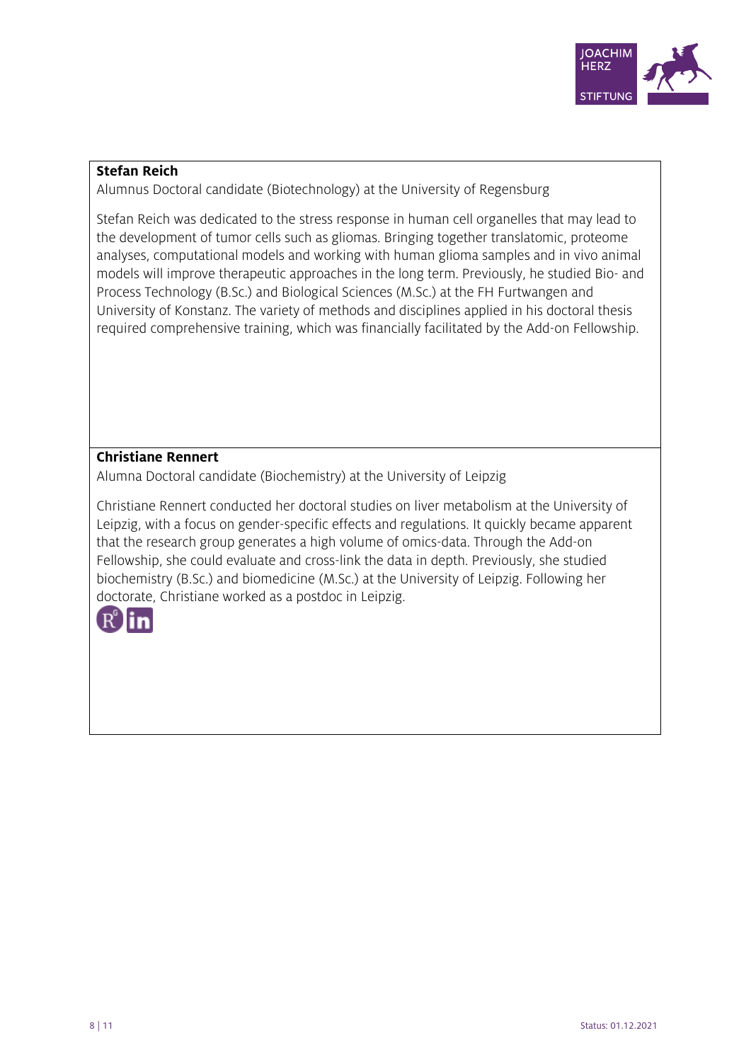**Stefan Reich**

Alumnus Doctoral candidate (Biotechnology) at the University of Regensburg

Stefan Reich was dedicated to the stress response in human cell organelles that may lead to the development of tumor cells such as gliomas. Bringing together translatomic, proteome analyses, computational models and working with human glioma samples and in vivo animal models will improve therapeutic approaches in the long term. Previously, he studied Bio- and Process Technology (B.Sc.) and Biological Sciences (M.Sc.) at the FH Furtwangen and University of Konstanz. The variety of methods and disciplines applied in his doctoral thesis required comprehensive training, which was financially facilitated by the Add-on Fellowship.

**Christiane Rennert**

Alumna Doctoral candidate (Biochemistry) at the University of Leipzig

Christiane Rennert conducted her doctoral studies on liver metabolism at the University of Leipzig, with a focus on gender-specific effects and regulations. It quickly became apparent that the research group generates a high volume of omics-data. Through the Add-on Fellowship, she could evaluate and cross-link the data in depth. Previously, she studied biochemistry (B.Sc.) and biomedicine (M.Sc.) at the University of Leipzig. Following her doctorate, Christiane worked as a postdoc in Leipzig.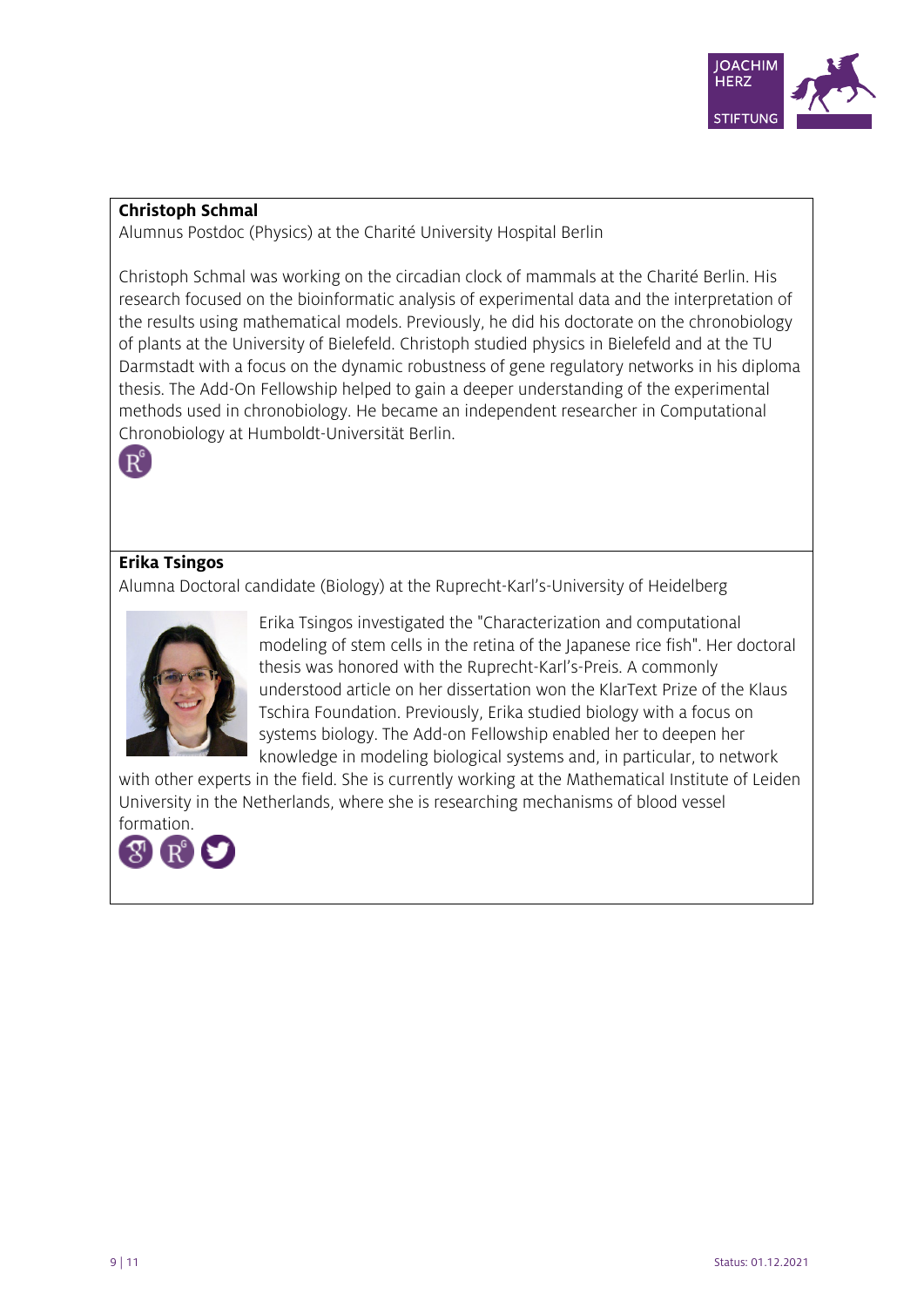**Christoph Schmal**
Alumnus Postdoc (Physics) at the Charité University Hospital Berlin

Christoph Schmal was working on the circadian clock of mammals at the Charité Berlin. His research focused on the bioinformatic analysis of experimental data and the interpretation of the results using mathematical models. Previously, he did his doctorate on the chronobiology of plants at the University of Bielefeld. Christoph studied physics in Bielefeld and at the TU Darmstadt with a focus on the dynamic robustness of gene regulatory networks in his diploma thesis. The Add-On Fellowship helped to gain a deeper understanding of the experimental methods used in chronobiology. He became an independent researcher in Computational Chronobiology at Humboldt-Universität Berlin.

**Erika Tsingos**
Alumna Doctoral candidate (Biology) at the Ruprecht-Karl's-University of Heidelberg

Erika Tsingos investigated the "Characterization and computational modeling of stem cells in the retina of the Japanese rice fish". Her doctoral thesis was honored with the Ruprecht-Karl's-Preis. A commonly understood article on her dissertation won the KlarText Prize of the Klaus Tschira Foundation. Previously, Erika studied biology with a focus on systems biology. The Add-on Fellowship enabled her to deepen her knowledge in modeling biological systems and, in particular, to network with other experts in the field. She is currently working at the Mathematical Institute of Leiden University in the Netherlands, where she is researching mechanisms of blood vessel formation.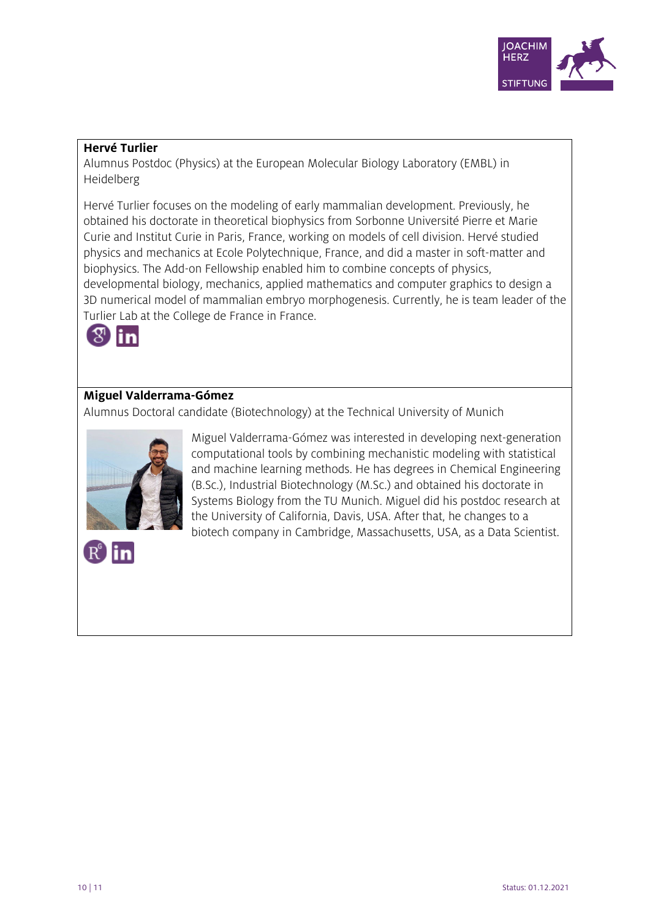**Hervé Turlier**
Alumnus Postdoc (Physics) at the European Molecular Biology Laboratory (EMBL) in Heidelberg

Hervé Turlier focuses on the modeling of early mammalian development. Previously, he obtained his doctorate in theoretical biophysics from Sorbonne Université Pierre et Marie Curie and Institut Curie in Paris, France, working on models of cell division. Hervé studied physics and mechanics at Ecole Polytechnique, France, and did a master in soft-matter and biophysics. The Add-on Fellowship enabled him to combine concepts of physics, developmental biology, mechanics, applied mathematics and computer graphics to design a 3D numerical model of mammalian embryo morphogenesis. Currently, he is team leader of the Turlier Lab at the College de France in France.

**Miguel Valderrama-Gómez**
Alumnus Doctoral candidate (Biotechnology) at the Technical University of Munich

Miguel Valderrama-Gómez was interested in developing next-generation computational tools by combining mechanistic modeling with statistical and machine learning methods. He has degrees in Chemical Engineering (B.Sc.), Industrial Biotechnology (M.Sc.) and obtained his doctorate in Systems Biology from the TU Munich. Miguel did his postdoc research at the University of California, Davis, USA. After that, he changes to a biotech company in Cambridge, Massachusetts, USA, as a Data Scientist.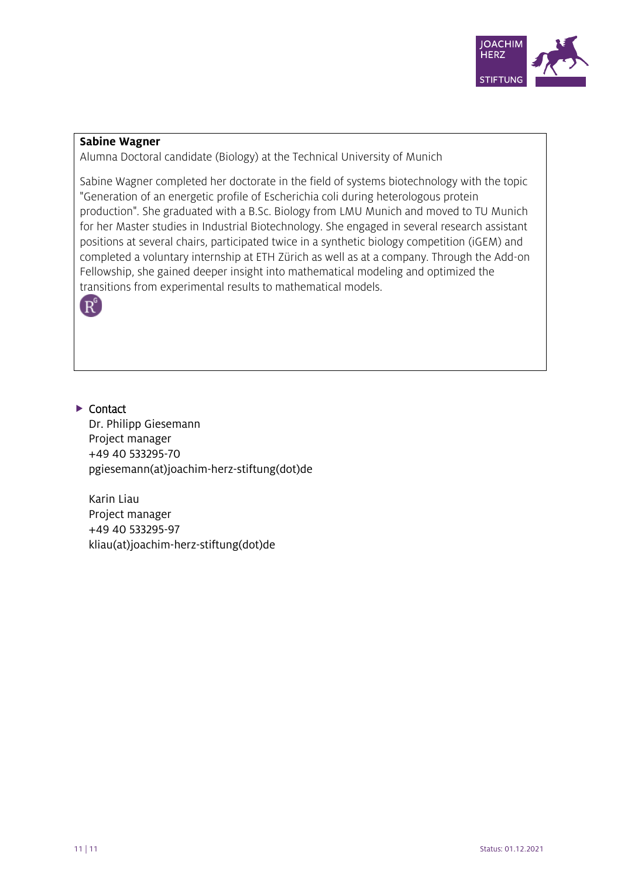**Sabine Wagner**
Alumna Doctoral candidate (Biology) at the Technical University of Munich

Sabine Wagner completed her doctorate in the field of systems biotechnology with the topic "Generation of an energetic profile of Escherichia coli during heterologous protein production". She graduated with a B.Sc. Biology from LMU Munich and moved to TU Munich for her Master studies in Industrial Biotechnology. She engaged in several research assistant positions at several chairs, participated twice in a synthetic biology competition (iGEM) and completed a voluntary internship at ETH Zürich as well as at a company. Through the Add-on Fellowship, she gained deeper insight into mathematical modeling and optimized the transitions from experimental results to mathematical models.

## Contact

Dr. Philipp Giesemann
Project manager
+49 40 533295-70
pgiesemann(at)joachim-herz-stiftung(dot)de

Karin Liau
Project manager
+49 40 533295-97
kliau(at)joachim-herz-stiftung(dot)de

Status: 01.12.2021